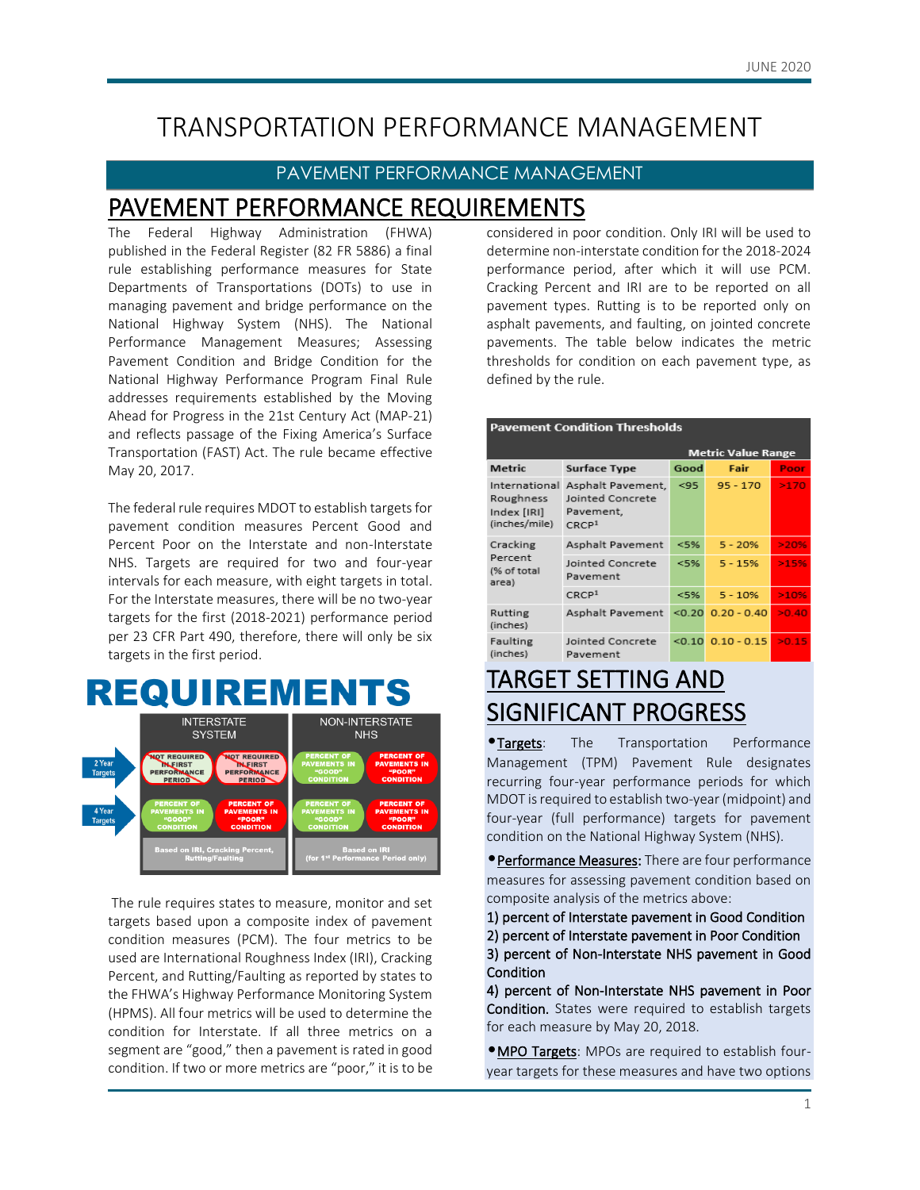# TRANSPORTATION PERFORMANCE MANAGEMENT

## PAVEMENT PERFORMANCE MANAGEMENT

## PAVEMENT PERFORMANCE REQUIREMENTS

The Federal Highway Administration (FHWA) published in the Federal Register (82 FR 5886) a final rule establishing performance measures for State Departments of Transportations (DOTs) to use in managing pavement and bridge performance on the National Highway System (NHS). The National Performance Management Measures; Assessing Pavement Condition and Bridge Condition for the National Highway Performance Program Final Rule addresses requirements established by the Moving Ahead for Progress in the 21st Century Act (MAP-21) and reflects passage of the Fixing America's Surface Transportation (FAST) Act. The rule became effective May 20, 2017.

The federal rule requires MDOT to establish targets for pavement condition measures Percent Good and Percent Poor on the Interstate and non-Interstate NHS. Targets are required for two and four-year intervals for each measure, with eight targets in total. For the Interstate measures, there will be no two-year targets for the first (2018-2021) performance period per 23 CFR Part 490, therefore, there will only be six targets in the first period.

## REQUIREMENTS

| | INTERSTATE SYSTEM | | NON-INTERSTATE NHS | |
|---|---|---|---|---|
| 2 Year Targets | NOT REQUIRED IN FIRST PERFORMANCE PERIOD | NOT REQUIRED IN FIRST PERFORMANCE PERIOD | PERCENT OF PAVEMENTS IN "GOOD" CONDITION | PERCENT OF PAVEMENTS IN "POOR" CONDITION |
| 4 Year Targets | PERCENT OF PAVEMENTS IN "GOOD" CONDITION | PERCENT OF PAVEMENTS IN "POOR" CONDITION | PERCENT OF PAVEMENTS IN "GOOD" CONDITION | PERCENT OF PAVEMENTS IN "POOR" CONDITION |
| | Based on IRI, Cracking Percent, Rutting/Faulting | | Based on IRI (for 1st Performance Period only) | |

The rule requires states to measure, monitor and set targets based upon a composite index of pavement condition measures (PCM). The four metrics to be used are International Roughness Index (IRI), Cracking Percent, and Rutting/Faulting as reported by states to the FHWA's Highway Performance Monitoring System (HPMS). All four metrics will be used to determine the condition for Interstate. If all three metrics on a segment are "good," then a pavement is rated in good condition. If two or more metrics are "poor," it is to be considered in poor condition. Only IRI will be used to determine non-interstate condition for the 2018-2024 performance period, after which it will use PCM. Cracking Percent and IRI are to be reported on all pavement types. Rutting is to be reported only on asphalt pavements, and faulting, on jointed concrete pavements. The table below indicates the metric thresholds for condition on each pavement type, as defined by the rule.

**Pavement Condition Thresholds**

| Metric | Surface Type | Metric Value Range: Good | Fair | Poor |
|---|---|---|---|---|
| International Roughness Index [IRI] (inches/mile) | Asphalt Pavement, Jointed Concrete Pavement, CRCP[1] | <95 | 95 - 170 | >170 |
| Cracking Percent (% of total area) | Asphalt Pavement | <5% | 5 - 20% | >20% |
| | Jointed Concrete Pavement | <5% | 5 - 15% | >15% |
| | CRCP[1] | <5% | 5 - 10% | >10% |
| Rutting (inches) | Asphalt Pavement | <0.20 | 0.20 - 0.40 | >0.40 |
| Faulting (inches) | Jointed Concrete Pavement | <0.10 | 0.10 - 0.15 | >0.15 |

## TARGET SETTING AND SIGNIFICANT PROGRESS

- **Targets**: The Transportation Performance Management (TPM) Pavement Rule designates recurring four-year performance periods for which MDOT is required to establish two-year (midpoint) and four-year (full performance) targets for pavement condition on the National Highway System (NHS).

- **Performance Measures:** There are four performance measures for assessing pavement condition based on composite analysis of the metrics above:
  1) percent of Interstate pavement in Good Condition
  2) percent of Interstate pavement in Poor Condition
  3) percent of Non-Interstate NHS pavement in Good Condition
  4) percent of Non-Interstate NHS pavement in Poor Condition. States were required to establish targets for each measure by May 20, 2018.

- **MPO Targets**: MPOs are required to establish four-year targets for these measures and have two options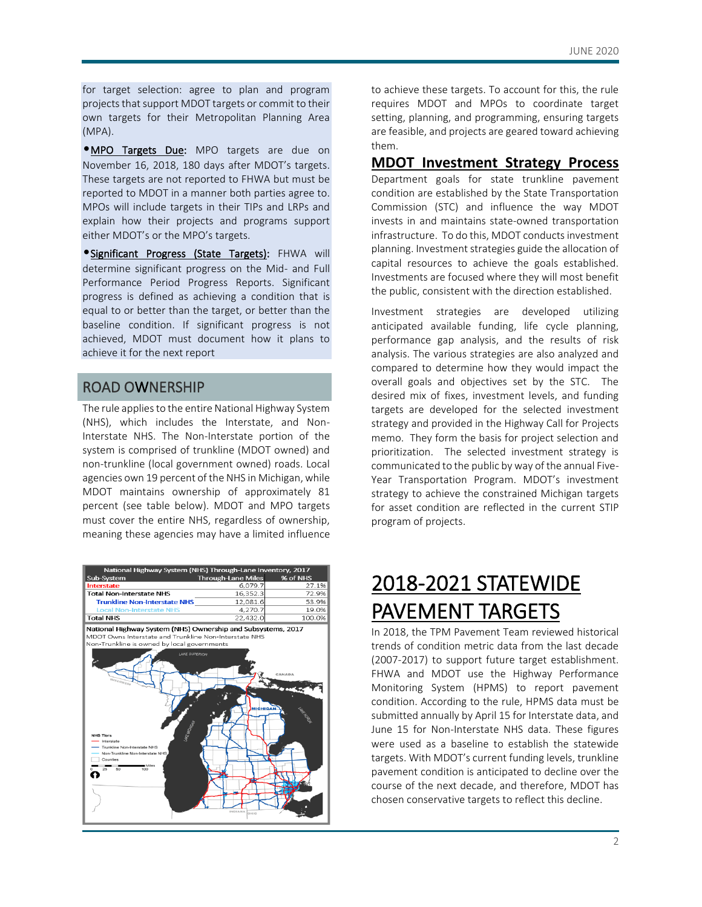for target selection: agree to plan and program projects that support MDOT targets or commit to their own targets for their Metropolitan Planning Area (MPA).

- **MPO Targets Due:** MPO targets are due on November 16, 2018, 180 days after MDOT's targets. These targets are not reported to FHWA but must be reported to MDOT in a manner both parties agree to. MPOs will include targets in their TIPs and LRPs and explain how their projects and programs support either MDOT's or the MPO's targets.

- **Significant Progress (State Targets):** FHWA will determine significant progress on the Mid- and Full Performance Period Progress Reports. Significant progress is defined as achieving a condition that is equal to or better than the target, or better than the baseline condition. If significant progress is not achieved, MDOT must document how it plans to achieve it for the next report

## ROAD OWNERSHIP

The rule applies to the entire National Highway System (NHS), which includes the Interstate, and Non-Interstate NHS. The Non-Interstate portion of the system is comprised of trunkline (MDOT owned) and non-trunkline (local government owned) roads. Local agencies own 19 percent of the NHS in Michigan, while MDOT maintains ownership of approximately 81 percent (see table below). MDOT and MPO targets must cover the entire NHS, regardless of ownership, meaning these agencies may have a limited influence to achieve these targets. To account for this, the rule requires MDOT and MPOs to coordinate target setting, planning, and programming, ensuring targets are feasible, and projects are geared toward achieving them.

**National Highway System (NHS) Through-Lane Inventory, 2017**

| Sub-System | Through-Lane Miles | % of NHS |
|---|---|---|
| Interstate | 6,079.7 | 27.1% |
| Total Non-Interstate NHS | 16,352.3 | 72.9% |
| Trunkline Non-Interstate NHS | 12,081.6 | 53.9% |
| Local Non-Interstate NHS | 4,270.7 | 19.0% |
| Total NHS | 22,432.0 | 100.0% |

**National Highway System (NHS) Ownership and Subsystems, 2017**

MDOT Owns Interstate and Trunkline Non-Interstate NHS
Non-Trunkline is owned by local governments

## MDOT Investment Strategy Process

Department goals for state trunkline pavement condition are established by the State Transportation Commission (STC) and influence the way MDOT invests in and maintains state-owned transportation infrastructure. To do this, MDOT conducts investment planning. Investment strategies guide the allocation of capital resources to achieve the goals established. Investments are focused where they will most benefit the public, consistent with the direction established.

Investment strategies are developed utilizing anticipated available funding, life cycle planning, performance gap analysis, and the results of risk analysis. The various strategies are also analyzed and compared to determine how they would impact the overall goals and objectives set by the STC. The desired mix of fixes, investment levels, and funding targets are developed for the selected investment strategy and provided in the Highway Call for Projects memo. They form the basis for project selection and prioritization. The selected investment strategy is communicated to the public by way of the annual Five-Year Transportation Program. MDOT's investment strategy to achieve the constrained Michigan targets for asset condition are reflected in the current STIP program of projects.

## 2018-2021 STATEWIDE PAVEMENT TARGETS

In 2018, the TPM Pavement Team reviewed historical trends of condition metric data from the last decade (2007-2017) to support future target establishment. FHWA and MDOT use the Highway Performance Monitoring System (HPMS) to report pavement condition. According to the rule, HPMS data must be submitted annually by April 15 for Interstate data, and June 15 for Non-Interstate NHS data. These figures were used as a baseline to establish the statewide targets. With MDOT's current funding levels, trunkline pavement condition is anticipated to decline over the course of the next decade, and therefore, MDOT has chosen conservative targets to reflect this decline.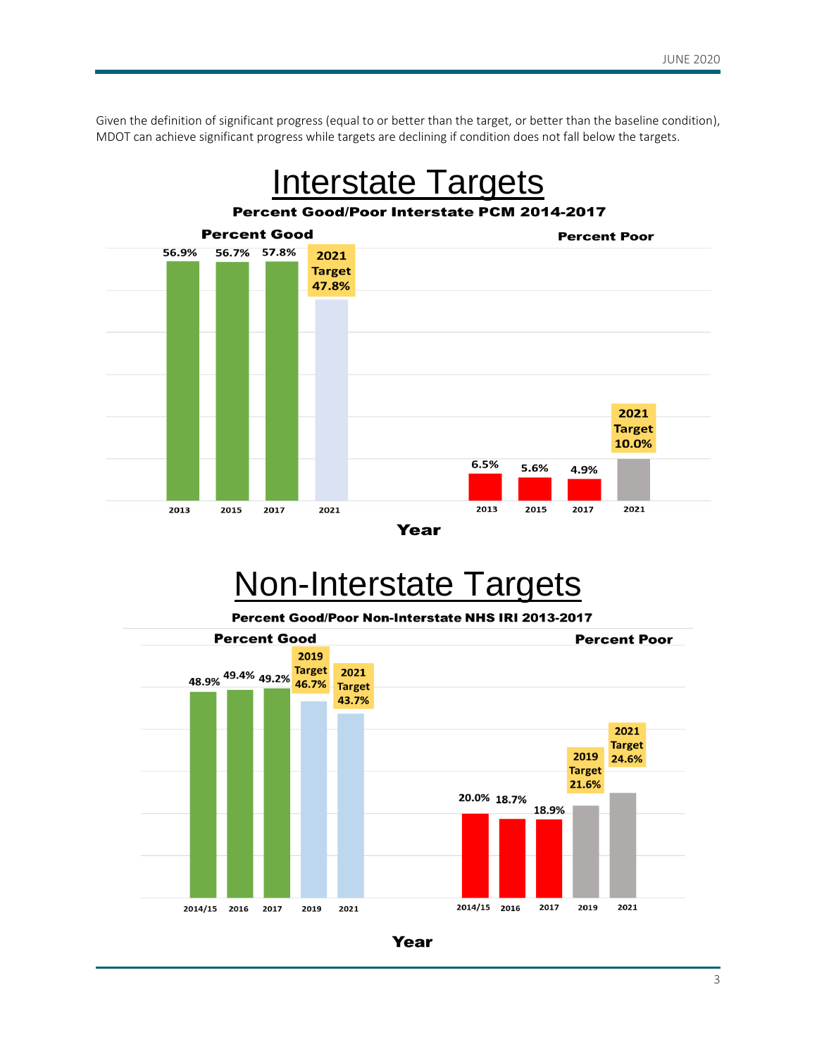Given the definition of significant progress (equal to or better than the target, or better than the baseline condition), MDOT can achieve significant progress while targets are declining if condition does not fall below the targets.

## Interstate Targets

**Percent Good/Poor Interstate PCM 2014-2017**

**Percent Good**

| Year | 2013 | 2015 | 2017 | 2021 |
|---|---|---|---|---|
| Percent Good | 56.9% | 56.7% | 57.8% | 2021 Target 47.8% |

**Percent Poor**

| Year | 2013 | 2015 | 2017 | 2021 |
|---|---|---|---|---|
| Percent Poor | 6.5% | 5.6% | 4.9% | 2021 Target 10.0% |

**Year**

## Non-Interstate Targets

**Percent Good/Poor Non-Interstate NHS IRI 2013-2017**

**Percent Good**

| Year | 2014/15 | 2016 | 2017 | 2019 | 2021 |
|---|---|---|---|---|---|
| Percent Good | 48.9% | 49.4% | 49.2% | 2019 Target 46.7% | 2021 Target 43.7% |

**Percent Poor**

| Year | 2014/15 | 2016 | 2017 | 2019 | 2021 |
|---|---|---|---|---|---|
| Percent Poor | 20.0% | 18.7% | 18.9% | 2019 Target 21.6% | 2021 Target 24.6% |

**Year**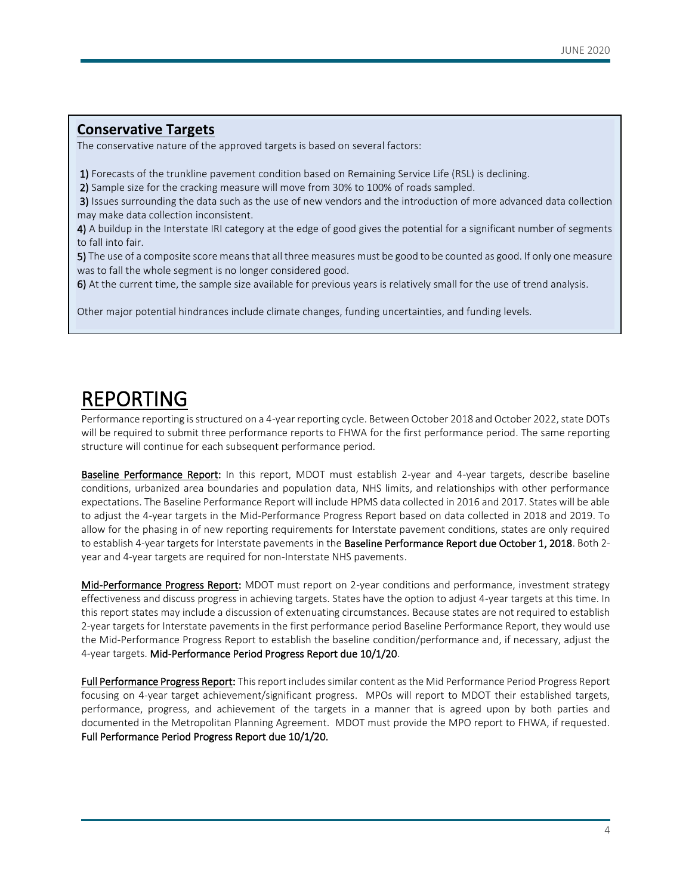## Conservative Targets

The conservative nature of the approved targets is based on several factors:

**1)** Forecasts of the trunkline pavement condition based on Remaining Service Life (RSL) is declining.
**2)** Sample size for the cracking measure will move from 30% to 100% of roads sampled.
**3)** Issues surrounding the data such as the use of new vendors and the introduction of more advanced data collection may make data collection inconsistent.
**4)** A buildup in the Interstate IRI category at the edge of good gives the potential for a significant number of segments to fall into fair.
**5)** The use of a composite score means that all three measures must be good to be counted as good. If only one measure was to fall the whole segment is no longer considered good.
**6)** At the current time, the sample size available for previous years is relatively small for the use of trend analysis.

Other major potential hindrances include climate changes, funding uncertainties, and funding levels.

# REPORTING

Performance reporting is structured on a 4-year reporting cycle. Between October 2018 and October 2022, state DOTs will be required to submit three performance reports to FHWA for the first performance period. The same reporting structure will continue for each subsequent performance period.

**Baseline Performance Report:** In this report, MDOT must establish 2-year and 4-year targets, describe baseline conditions, urbanized area boundaries and population data, NHS limits, and relationships with other performance expectations. The Baseline Performance Report will include HPMS data collected in 2016 and 2017. States will be able to adjust the 4-year targets in the Mid-Performance Progress Report based on data collected in 2018 and 2019. To allow for the phasing in of new reporting requirements for Interstate pavement conditions, states are only required to establish 4-year targets for Interstate pavements in the **Baseline Performance Report due October 1, 2018**. Both 2-year and 4-year targets are required for non-Interstate NHS pavements.

**Mid-Performance Progress Report:** MDOT must report on 2-year conditions and performance, investment strategy effectiveness and discuss progress in achieving targets. States have the option to adjust 4-year targets at this time. In this report states may include a discussion of extenuating circumstances. Because states are not required to establish 2-year targets for Interstate pavements in the first performance period Baseline Performance Report, they would use the Mid-Performance Progress Report to establish the baseline condition/performance and, if necessary, adjust the 4-year targets. **Mid-Performance Period Progress Report due 10/1/20**.

**Full Performance Progress Report:** This report includes similar content as the Mid Performance Period Progress Report focusing on 4-year target achievement/significant progress. MPOs will report to MDOT their established targets, performance, progress, and achievement of the targets in a manner that is agreed upon by both parties and documented in the Metropolitan Planning Agreement. MDOT must provide the MPO report to FHWA, if requested. **Full Performance Period Progress Report due 10/1/20.**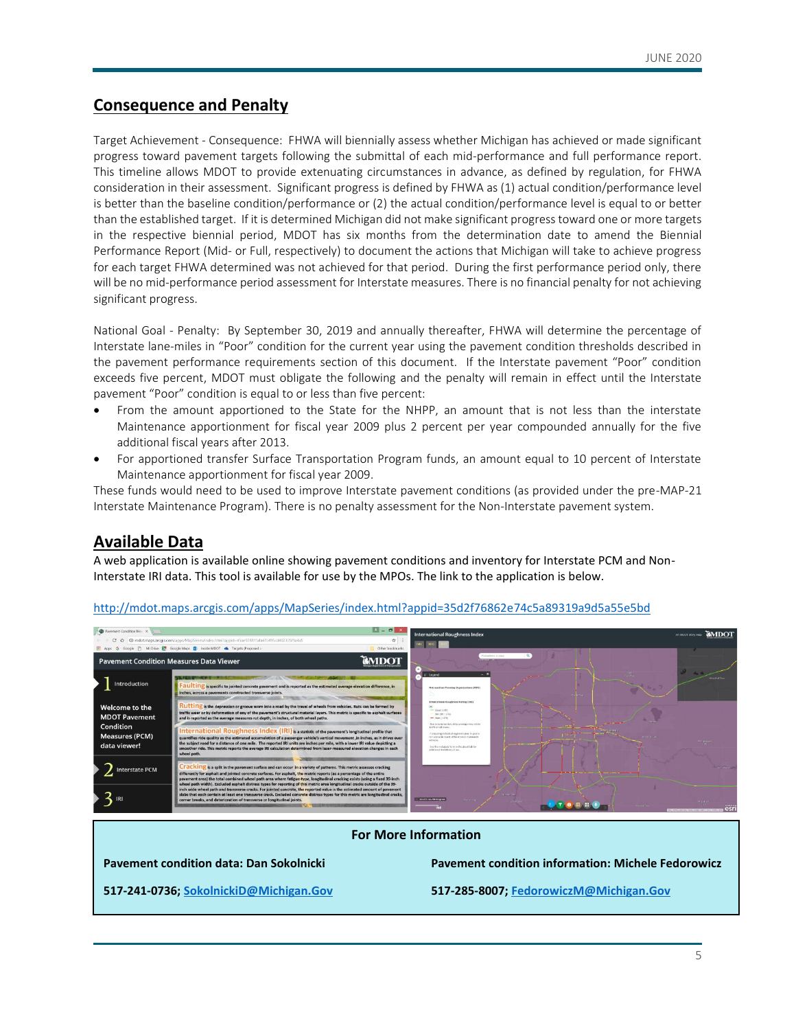## Consequence and Penalty

Target Achievement - Consequence: FHWA will biennially assess whether Michigan has achieved or made significant progress toward pavement targets following the submittal of each mid-performance and full performance report. This timeline allows MDOT to provide extenuating circumstances in advance, as defined by regulation, for FHWA consideration in their assessment. Significant progress is defined by FHWA as (1) actual condition/performance level is better than the baseline condition/performance or (2) the actual condition/performance level is equal to or better than the established target. If it is determined Michigan did not make significant progress toward one or more targets in the respective biennial period, MDOT has six months from the determination date to amend the Biennial Performance Report (Mid- or Full, respectively) to document the actions that Michigan will take to achieve progress for each target FHWA determined was not achieved for that period. During the first performance period only, there will be no mid-performance period assessment for Interstate measures. There is no financial penalty for not achieving significant progress.

National Goal - Penalty: By September 30, 2019 and annually thereafter, FHWA will determine the percentage of Interstate lane-miles in "Poor" condition for the current year using the pavement condition thresholds described in the pavement performance requirements section of this document. If the Interstate pavement "Poor" condition exceeds five percent, MDOT must obligate the following and the penalty will remain in effect until the Interstate pavement "Poor" condition is equal to or less than five percent:

- From the amount apportioned to the State for the NHPP, an amount that is not less than the interstate Maintenance apportionment for fiscal year 2009 plus 2 percent per year compounded annually for the five additional fiscal years after 2013.
- For apportioned transfer Surface Transportation Program funds, an amount equal to 10 percent of Interstate Maintenance apportionment for fiscal year 2009.

These funds would need to be used to improve Interstate pavement conditions (as provided under the pre-MAP-21 Interstate Maintenance Program). There is no penalty assessment for the Non-Interstate pavement system.

## Available Data

A web application is available online showing pavement conditions and inventory for Interstate PCM and Non-Interstate IRI data. This tool is available for use by the MPOs. The link to the application is below.

http://mdot.maps.arcgis.com/apps/MapSeries/index.html?appid=35d2f76862e74c5a89319a9d5a55e5bd

**For More Information**

| **Pavement condition data: Dan Sokolnicki** | **Pavement condition information: Michele Fedorowicz** |
|---|---|
| **517-241-0736; SokolnickiD@Michigan.Gov** | **517-285-8007; FedorowiczM@Michigan.Gov** |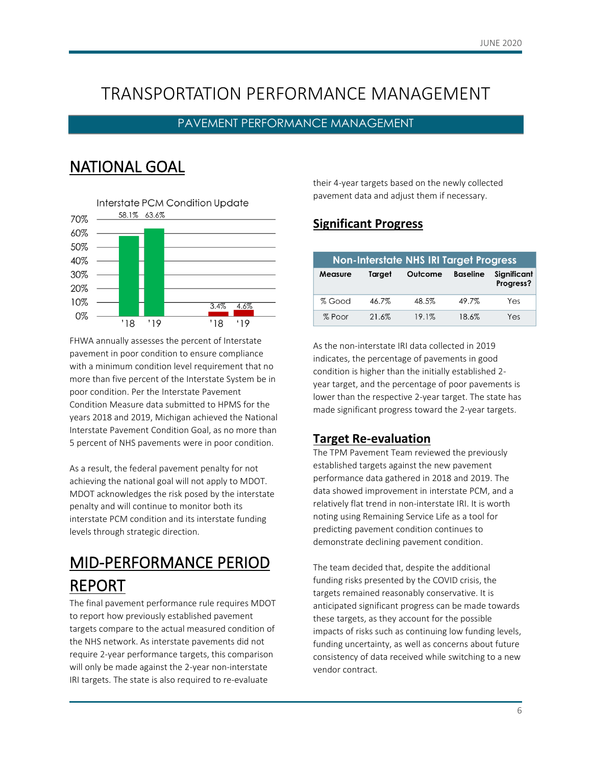# TRANSPORTATION PERFORMANCE MANAGEMENT

## PAVEMENT PERFORMANCE MANAGEMENT

## NATIONAL GOAL

Interstate PCM Condition Update

| | '18 | '19 |
|---|---|---|
| % Good | 58.1% | 63.6% |
| % Poor | 3.4% | 4.6% |

FHWA annually assesses the percent of Interstate pavement in poor condition to ensure compliance with a minimum condition level requirement that no more than five percent of the Interstate System be in poor condition. Per the Interstate Pavement Condition Measure data submitted to HPMS for the years 2018 and 2019, Michigan achieved the National Interstate Pavement Condition Goal, as no more than 5 percent of NHS pavements were in poor condition.

As a result, the federal pavement penalty for not achieving the national goal will not apply to MDOT. MDOT acknowledges the risk posed by the interstate penalty and will continue to monitor both its interstate PCM condition and its interstate funding levels through strategic direction.

## MID-PERFORMANCE PERIOD REPORT

The final pavement performance rule requires MDOT to report how previously established pavement targets compare to the actual measured condition of the NHS network. As interstate pavements did not require 2-year performance targets, this comparison will only be made against the 2-year non-interstate IRI targets. The state is also required to re-evaluate their 4-year targets based on the newly collected pavement data and adjust them if necessary.

### Significant Progress

**Non-Interstate NHS IRI Target Progress**

| Measure | Target | Outcome | Baseline | Significant Progress? |
|---|---|---|---|---|
| % Good | 46.7% | 48.5% | 49.7% | Yes |
| % Poor | 21.6% | 19.1% | 18.6% | Yes |

As the non-interstate IRI data collected in 2019 indicates, the percentage of pavements in good condition is higher than the initially established 2-year target, and the percentage of poor pavements is lower than the respective 2-year target. The state has made significant progress toward the 2-year targets.

### Target Re-evaluation

The TPM Pavement Team reviewed the previously established targets against the new pavement performance data gathered in 2018 and 2019. The data showed improvement in interstate PCM, and a relatively flat trend in non-interstate IRI. It is worth noting using Remaining Service Life as a tool for predicting pavement condition continues to demonstrate declining pavement condition.

The team decided that, despite the additional funding risks presented by the COVID crisis, the targets remained reasonably conservative. It is anticipated significant progress can be made towards these targets, as they account for the possible impacts of risks such as continuing low funding levels, funding uncertainty, as well as concerns about future consistency of data received while switching to a new vendor contract.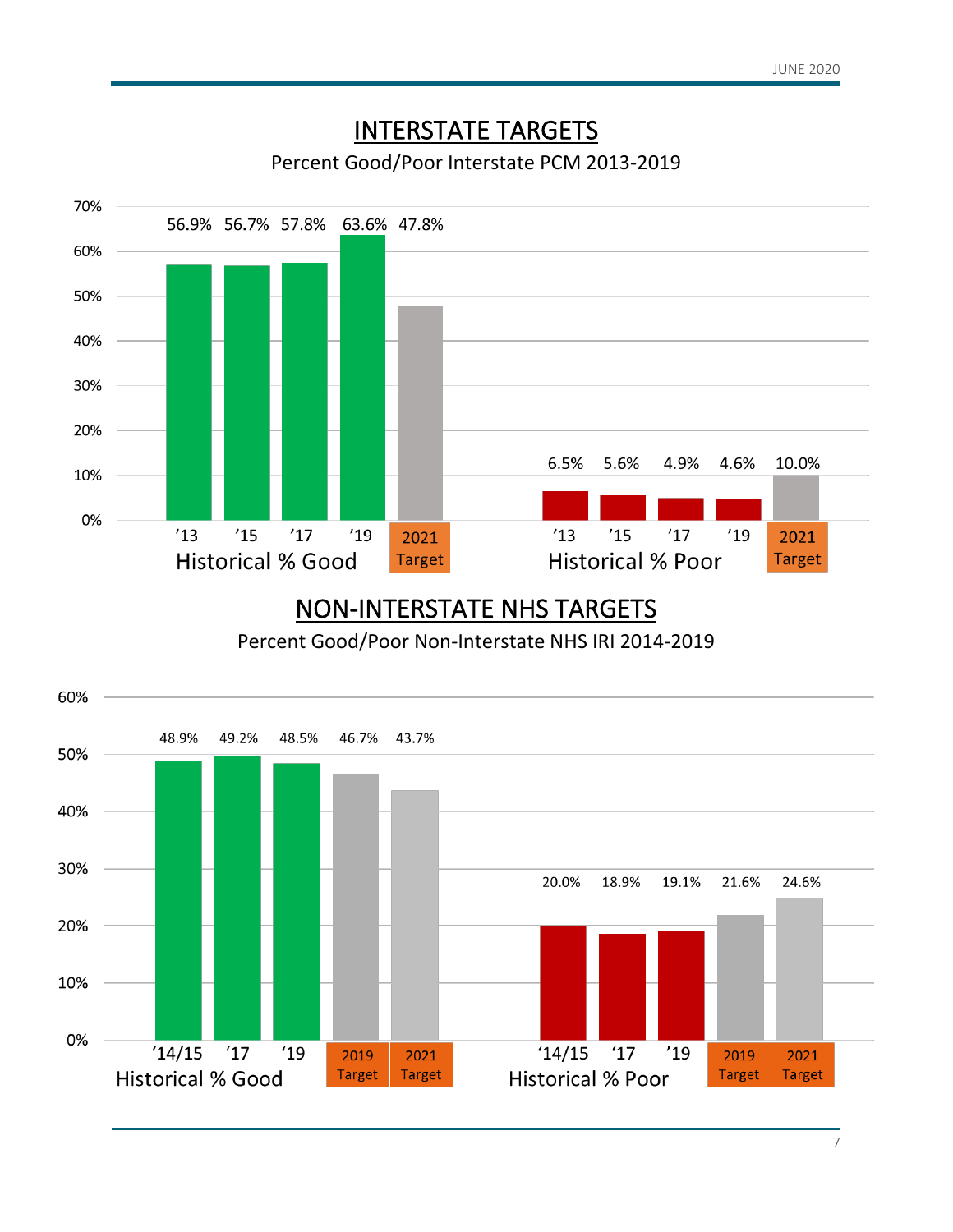## INTERSTATE TARGETS

Percent Good/Poor Interstate PCM 2013-2019

| | '13 | '15 | '17 | '19 | 2021 Target |
|---|---|---|---|---|---|
| Historical % Good | 56.9% | 56.7% | 57.8% | 63.6% | 47.8% |
| Historical % Poor | 6.5% | 5.6% | 4.9% | 4.6% | 10.0% |

## NON-INTERSTATE NHS TARGETS

Percent Good/Poor Non-Interstate NHS IRI 2014-2019

| | '14/15 | '17 | '19 | 2019 Target | 2021 Target |
|---|---|---|---|---|---|
| Historical % Good | 48.9% | 49.2% | 48.5% | 46.7% | 43.7% |
| Historical % Poor | 20.0% | 18.9% | 19.1% | 21.6% | 24.6% |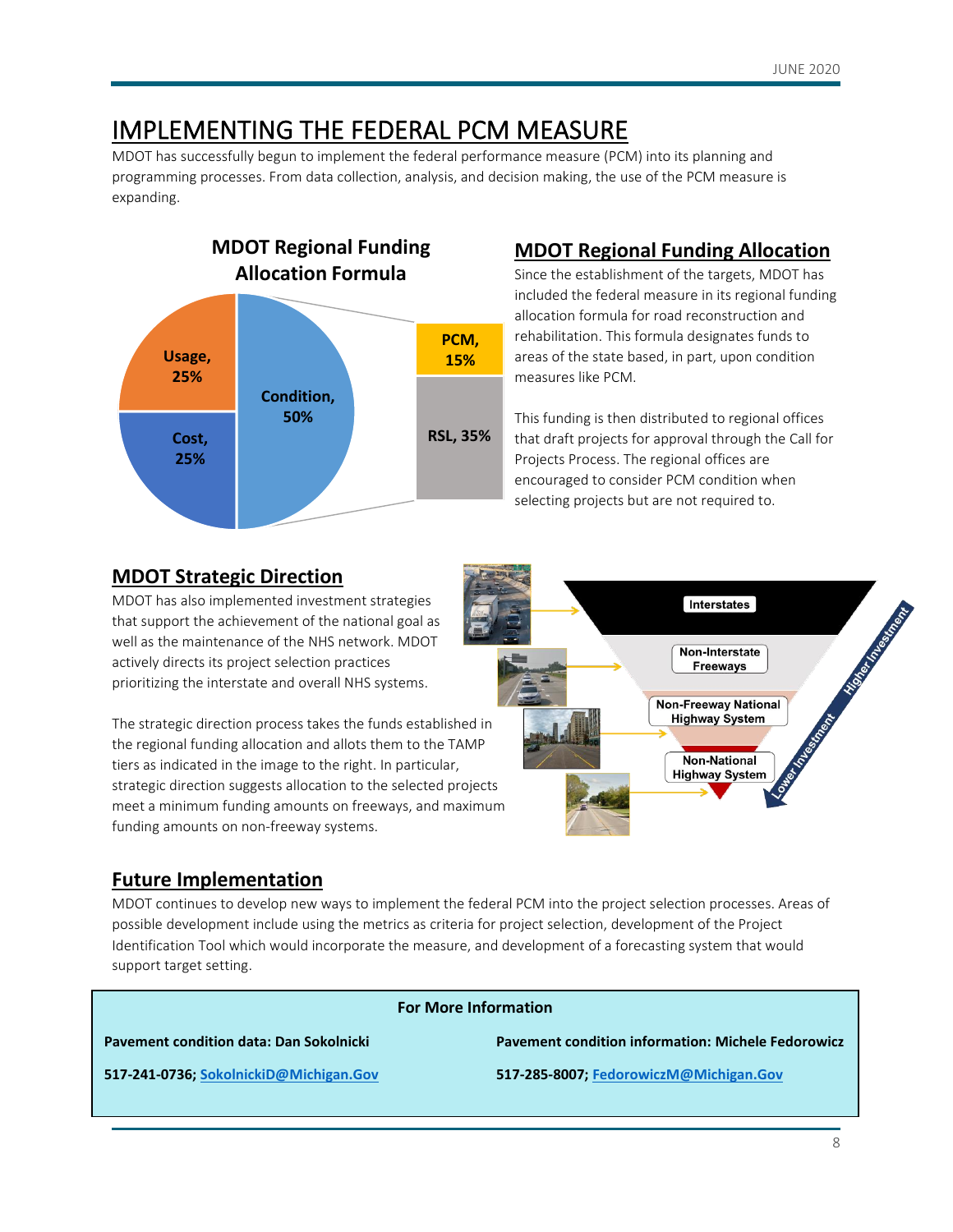# IMPLEMENTING THE FEDERAL PCM MEASURE

MDOT has successfully begun to implement the federal performance measure (PCM) into its planning and programming processes. From data collection, analysis, and decision making, the use of the PCM measure is expanding.

**MDOT Regional Funding Allocation Formula**

Usage, 25%
Cost, 25%
Condition, 50%
PCM, 15%
RSL, 35%

## MDOT Regional Funding Allocation

Since the establishment of the targets, MDOT has included the federal measure in its regional funding allocation formula for road reconstruction and rehabilitation. This formula designates funds to areas of the state based, in part, upon condition measures like PCM.

This funding is then distributed to regional offices that draft projects for approval through the Call for Projects Process. The regional offices are encouraged to consider PCM condition when selecting projects but are not required to.

## MDOT Strategic Direction

MDOT has also implemented investment strategies that support the achievement of the national goal as well as the maintenance of the NHS network. MDOT actively directs its project selection practices prioritizing the interstate and overall NHS systems.

The strategic direction process takes the funds established in the regional funding allocation and allots them to the TAMP tiers as indicated in the image to the right. In particular, strategic direction suggests allocation to the selected projects meet a minimum funding amounts on freeways, and maximum funding amounts on non-freeway systems.

Interstates
Non-Interstate Freeways
Non-Freeway National Highway System
Non-National Highway System
Higher Investment
Lower Investment

## Future Implementation

MDOT continues to develop new ways to implement the federal PCM into the project selection processes. Areas of possible development include using the metrics as criteria for project selection, development of the Project Identification Tool which would incorporate the measure, and development of a forecasting system that would support target setting.

**For More Information**

**Pavement condition data: Dan Sokolnicki**

**517-241-0736; SokolnickiD@Michigan.Gov**

**Pavement condition information: Michele Fedorowicz**

**517-285-8007; FedorowiczM@Michigan.Gov**